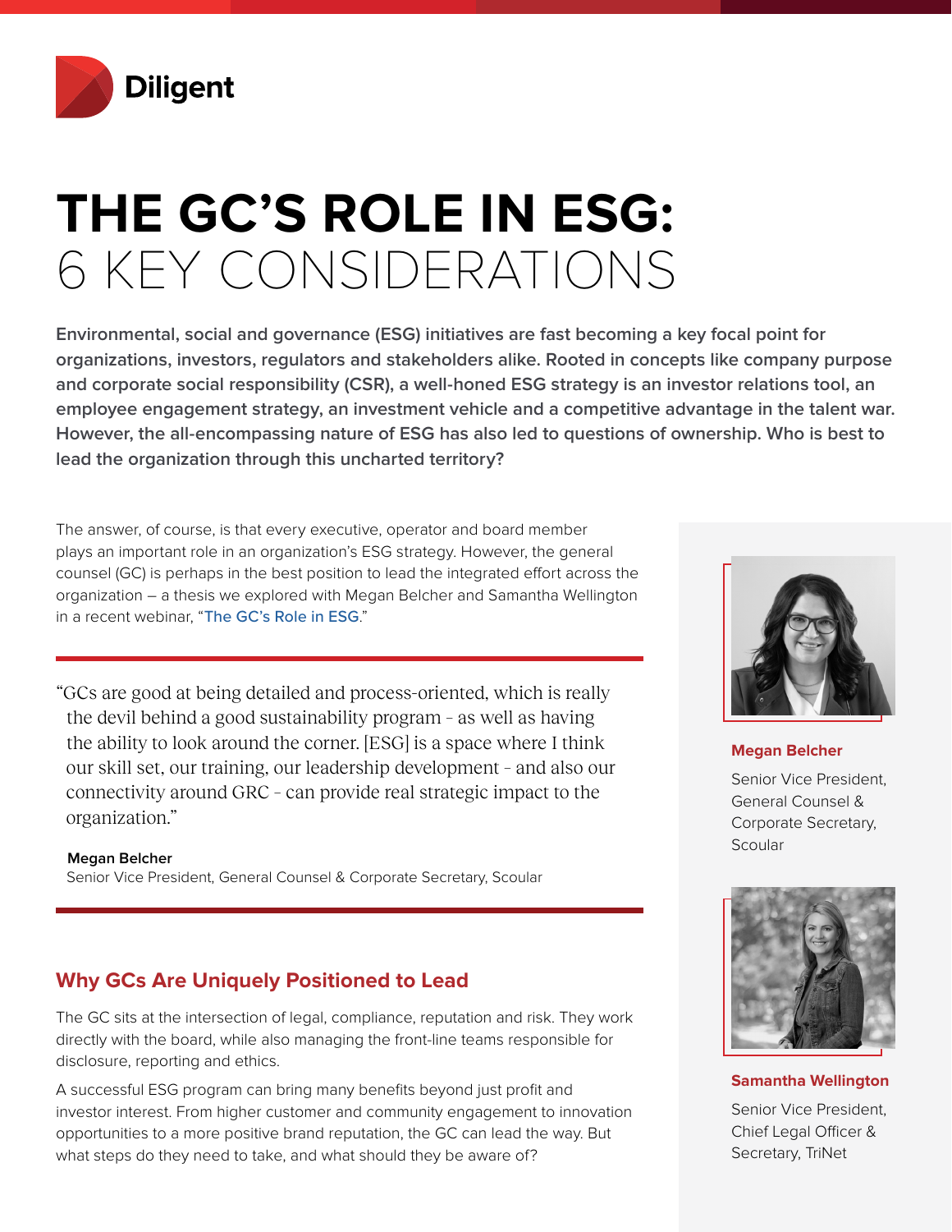# THE GC'S ROLE IN ESG: 6 KEY CONSIDERATIONS

**Environmental, social and governance (ESG) initiatives are fast becoming a key focal point for organizations, investors, regulators and stakeholders alike. Rooted in concepts like company purpose and corporate social responsibility (CSR), a well-honed ESG strategy is an investor relations tool, an employee engagement strategy, an investment vehicle and a competitive advantage in the talent war. However, the all-encompassing nature of ESG has also led to questions of ownership. Who is best to lead the organization through this uncharted territory?**

The answer, of course, is that every executive, operator and board member plays an important role in an organization's ESG strategy. However, the general counsel (GC) is perhaps in the best position to lead the integrated effort across the organization – a thesis we explored with Megan Belcher and Samantha Wellington in a recent webinar, "The GC's Role in ESG."

> "GCs are good at being detailed and process-oriented, which is really the devil behind a good sustainability program – as well as having the ability to look around the corner. [ESG] is a space where I think our skill set, our training, our leadership development – and also our connectivity around GRC – can provide real strategic impact to the organization."
>
> **Megan Belcher**
> Senior Vice President, General Counsel & Corporate Secretary, Scoular

**Megan Belcher**
Senior Vice President, General Counsel & Corporate Secretary, Scoular

**Samantha Wellington**
Senior Vice President, Chief Legal Officer & Secretary, TriNet

## Why GCs Are Uniquely Positioned to Lead

The GC sits at the intersection of legal, compliance, reputation and risk. They work directly with the board, while also managing the front-line teams responsible for disclosure, reporting and ethics.

A successful ESG program can bring many benefits beyond just profit and investor interest. From higher customer and community engagement to innovation opportunities to a more positive brand reputation, the GC can lead the way. But what steps do they need to take, and what should they be aware of?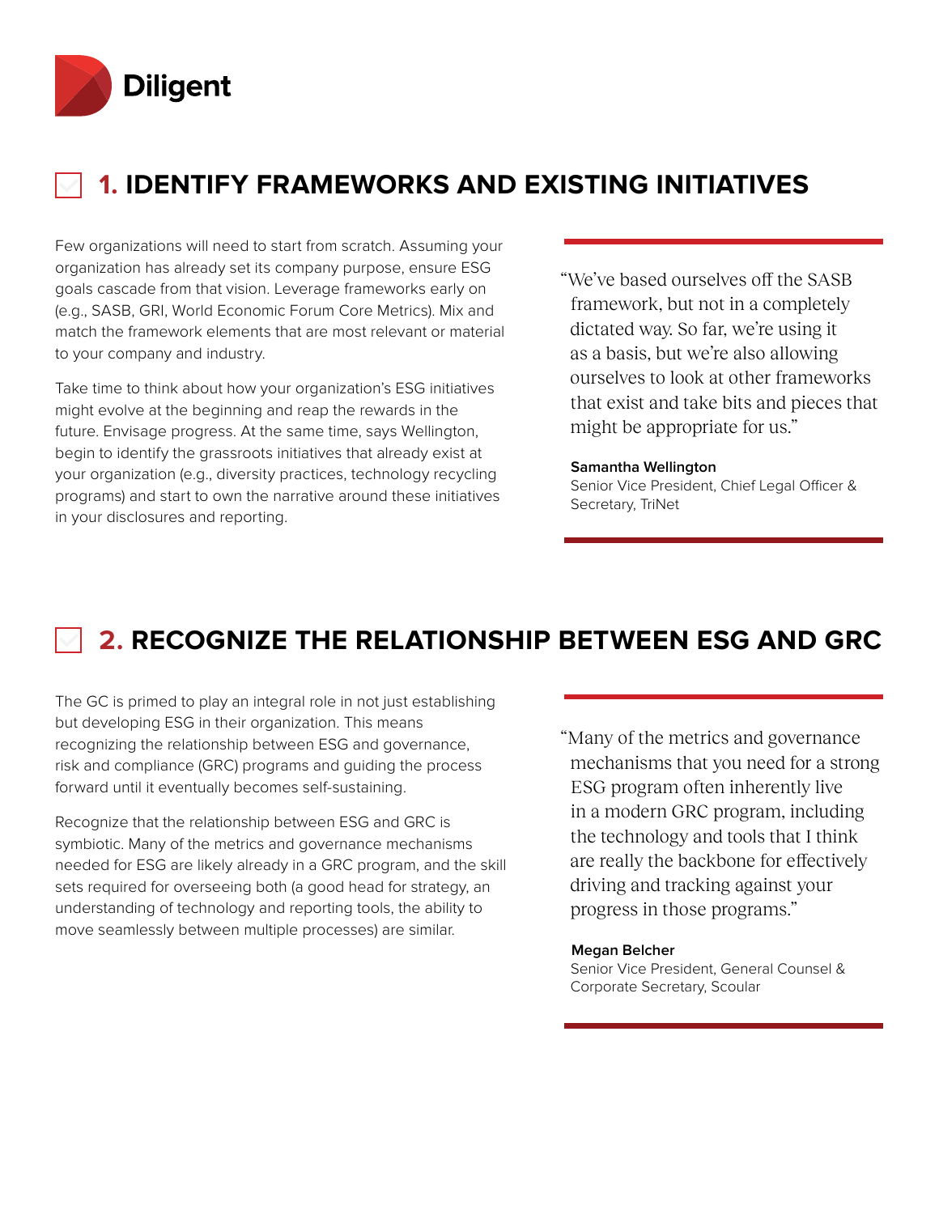## 1. IDENTIFY FRAMEWORKS AND EXISTING INITIATIVES

Few organizations will need to start from scratch. Assuming your organization has already set its company purpose, ensure ESG goals cascade from that vision. Leverage frameworks early on (e.g., SASB, GRI, World Economic Forum Core Metrics). Mix and match the framework elements that are most relevant or material to your company and industry.

Take time to think about how your organization's ESG initiatives might evolve at the beginning and reap the rewards in the future. Envisage progress. At the same time, says Wellington, begin to identify the grassroots initiatives that already exist at your organization (e.g., diversity practices, technology recycling programs) and start to own the narrative around these initiatives in your disclosures and reporting.

> "We've based ourselves off the SASB framework, but not in a completely dictated way. So far, we're using it as a basis, but we're also allowing ourselves to look at other frameworks that exist and take bits and pieces that might be appropriate for us."
>
> **Samantha Wellington**
> Senior Vice President, Chief Legal Officer & Secretary, TriNet

## 2. RECOGNIZE THE RELATIONSHIP BETWEEN ESG AND GRC

The GC is primed to play an integral role in not just establishing but developing ESG in their organization. This means recognizing the relationship between ESG and governance, risk and compliance (GRC) programs and guiding the process forward until it eventually becomes self-sustaining.

Recognize that the relationship between ESG and GRC is symbiotic. Many of the metrics and governance mechanisms needed for ESG are likely already in a GRC program, and the skill sets required for overseeing both (a good head for strategy, an understanding of technology and reporting tools, the ability to move seamlessly between multiple processes) are similar.

> "Many of the metrics and governance mechanisms that you need for a strong ESG program often inherently live in a modern GRC program, including the technology and tools that I think are really the backbone for effectively driving and tracking against your progress in those programs."
>
> **Megan Belcher**
> Senior Vice President, General Counsel & Corporate Secretary, Scoular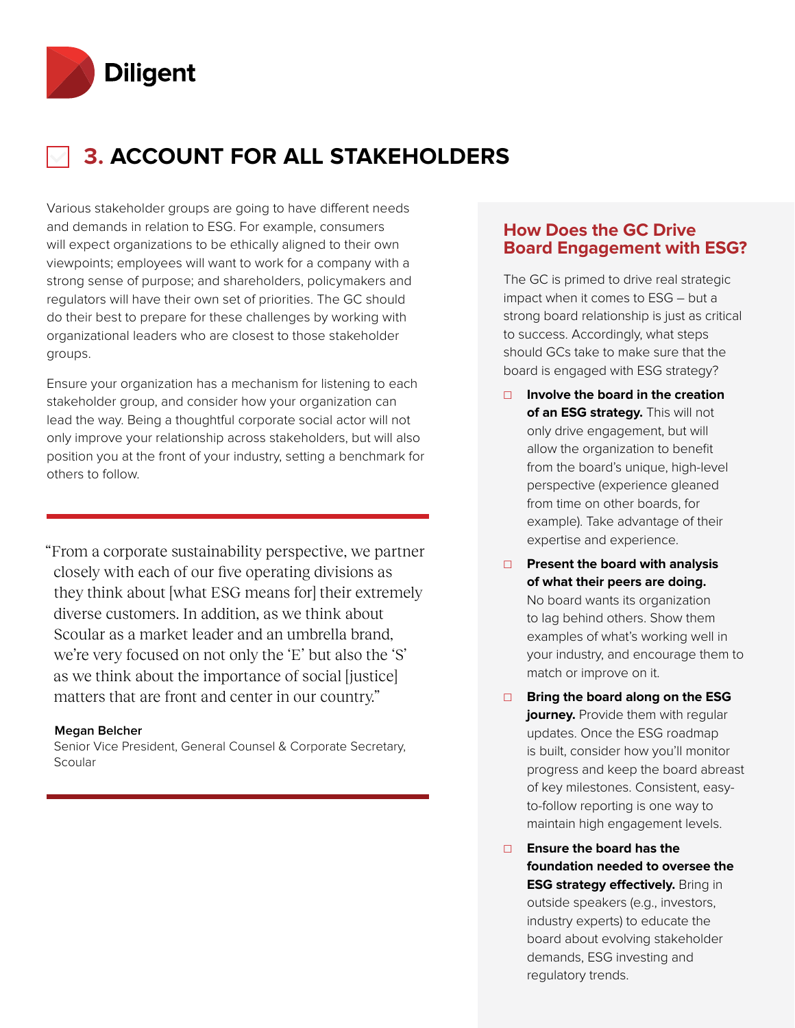## 3. ACCOUNT FOR ALL STAKEHOLDERS

Various stakeholder groups are going to have different needs and demands in relation to ESG. For example, consumers will expect organizations to be ethically aligned to their own viewpoints; employees will want to work for a company with a strong sense of purpose; and shareholders, policymakers and regulators will have their own set of priorities. The GC should do their best to prepare for these challenges by working with organizational leaders who are closest to those stakeholder groups.

Ensure your organization has a mechanism for listening to each stakeholder group, and consider how your organization can lead the way. Being a thoughtful corporate social actor will not only improve your relationship across stakeholders, but will also position you at the front of your industry, setting a benchmark for others to follow.

> "From a corporate sustainability perspective, we partner closely with each of our five operating divisions as they think about [what ESG means for] their extremely diverse customers. In addition, as we think about Scoular as a market leader and an umbrella brand, we're very focused on not only the 'E' but also the 'S' as we think about the importance of social [justice] matters that are front and center in our country."
>
> **Megan Belcher**
> Senior Vice President, General Counsel & Corporate Secretary, Scoular

### How Does the GC Drive Board Engagement with ESG?

The GC is primed to drive real strategic impact when it comes to ESG – but a strong board relationship is just as critical to success. Accordingly, what steps should GCs take to make sure that the board is engaged with ESG strategy?

- **Involve the board in the creation of an ESG strategy.** This will not only drive engagement, but will allow the organization to benefit from the board's unique, high-level perspective (experience gleaned from time on other boards, for example). Take advantage of their expertise and experience.
- **Present the board with analysis of what their peers are doing.** No board wants its organization to lag behind others. Show them examples of what's working well in your industry, and encourage them to match or improve on it.
- **Bring the board along on the ESG journey.** Provide them with regular updates. Once the ESG roadmap is built, consider how you'll monitor progress and keep the board abreast of key milestones. Consistent, easy-to-follow reporting is one way to maintain high engagement levels.
- **Ensure the board has the foundation needed to oversee the ESG strategy effectively.** Bring in outside speakers (e.g., investors, industry experts) to educate the board about evolving stakeholder demands, ESG investing and regulatory trends.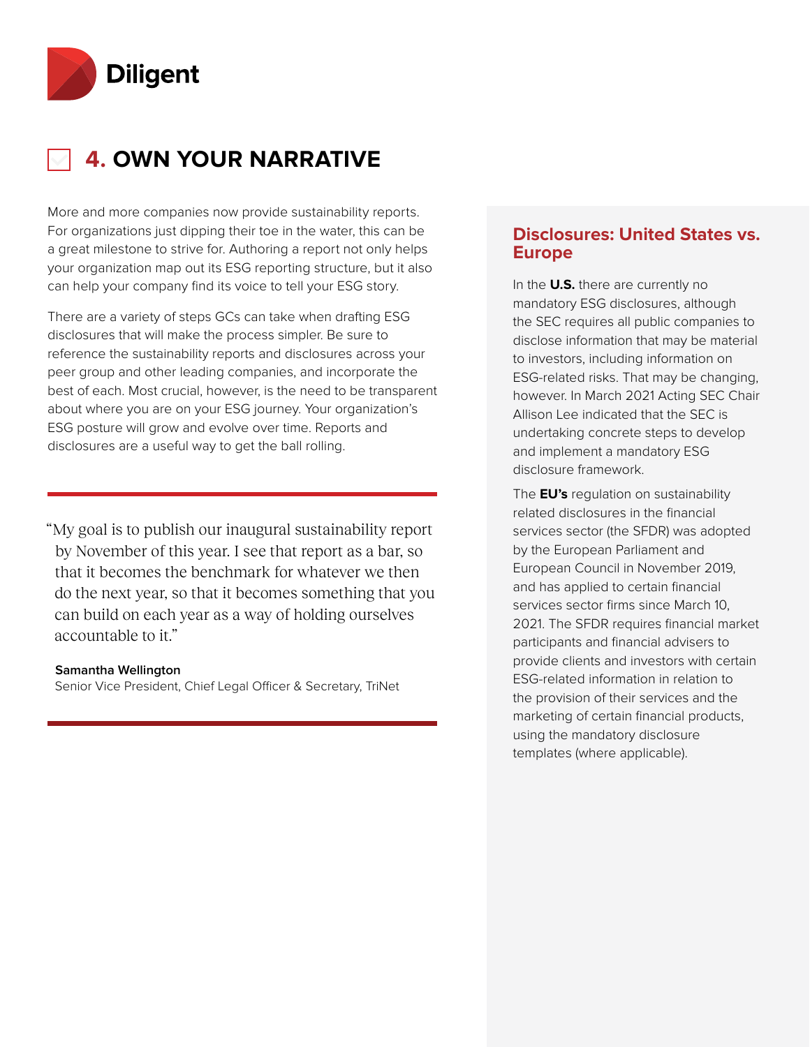## 4. OWN YOUR NARRATIVE

More and more companies now provide sustainability reports. For organizations just dipping their toe in the water, this can be a great milestone to strive for. Authoring a report not only helps your organization map out its ESG reporting structure, but it also can help your company find its voice to tell your ESG story.

There are a variety of steps GCs can take when drafting ESG disclosures that will make the process simpler. Be sure to reference the sustainability reports and disclosures across your peer group and other leading companies, and incorporate the best of each. Most crucial, however, is the need to be transparent about where you are on your ESG journey. Your organization's ESG posture will grow and evolve over time. Reports and disclosures are a useful way to get the ball rolling.

> "My goal is to publish our inaugural sustainability report by November of this year. I see that report as a bar, so that it becomes the benchmark for whatever we then do the next year, so that it becomes something that you can build on each year as a way of holding ourselves accountable to it."
>
> **Samantha Wellington**
> Senior Vice President, Chief Legal Officer & Secretary, TriNet

### Disclosures: United States vs. Europe

In the **U.S.** there are currently no mandatory ESG disclosures, although the SEC requires all public companies to disclose information that may be material to investors, including information on ESG-related risks. That may be changing, however. In March 2021 Acting SEC Chair Allison Lee indicated that the SEC is undertaking concrete steps to develop and implement a mandatory ESG disclosure framework.

The **EU's** regulation on sustainability related disclosures in the financial services sector (the SFDR) was adopted by the European Parliament and European Council in November 2019, and has applied to certain financial services sector firms since March 10, 2021. The SFDR requires financial market participants and financial advisers to provide clients and investors with certain ESG-related information in relation to the provision of their services and the marketing of certain financial products, using the mandatory disclosure templates (where applicable).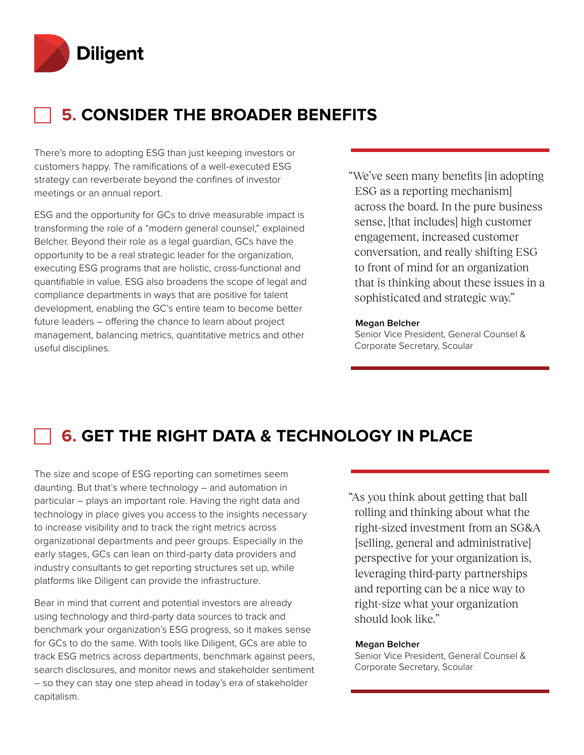## 5. CONSIDER THE BROADER BENEFITS

There's more to adopting ESG than just keeping investors or customers happy. The ramifications of a well-executed ESG strategy can reverberate beyond the confines of investor meetings or an annual report.

ESG and the opportunity for GCs to drive measurable impact is transforming the role of a "modern general counsel," explained Belcher. Beyond their role as a legal guardian, GCs have the opportunity to be a real strategic leader for the organization, executing ESG programs that are holistic, cross-functional and quantifiable in value. ESG also broadens the scope of legal and compliance departments in ways that are positive for talent development, enabling the GC's entire team to become better future leaders – offering the chance to learn about project management, balancing metrics, quantitative metrics and other useful disciplines.

> "We've seen many benefits [in adopting ESG as a reporting mechanism] across the board. In the pure business sense, [that includes] high customer engagement, increased customer conversation, and really shifting ESG to front of mind for an organization that is thinking about these issues in a sophisticated and strategic way."
>
> **Megan Belcher**
> Senior Vice President, General Counsel & Corporate Secretary, Scoular

## 6. GET THE RIGHT DATA & TECHNOLOGY IN PLACE

The size and scope of ESG reporting can sometimes seem daunting. But that's where technology – and automation in particular – plays an important role. Having the right data and technology in place gives you access to the insights necessary to increase visibility and to track the right metrics across organizational departments and peer groups. Especially in the early stages, GCs can lean on third-party data providers and industry consultants to get reporting structures set up, while platforms like Diligent can provide the infrastructure.

Bear in mind that current and potential investors are already using technology and third-party data sources to track and benchmark your organization's ESG progress, so it makes sense for GCs to do the same. With tools like Diligent, GCs are able to track ESG metrics across departments, benchmark against peers, search disclosures, and monitor news and stakeholder sentiment – so they can stay one step ahead in today's era of stakeholder capitalism.

> "As you think about getting that ball rolling and thinking about what the right-sized investment from an SG&A [selling, general and administrative] perspective for your organization is, leveraging third-party partnerships and reporting can be a nice way to right-size what your organization should look like."
>
> **Megan Belcher**
> Senior Vice President, General Counsel & Corporate Secretary, Scoular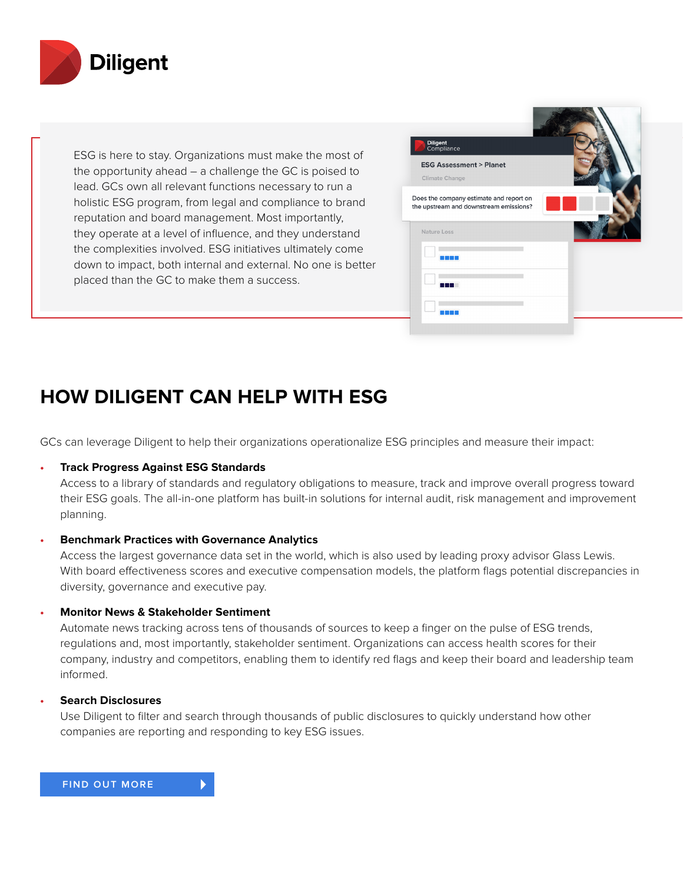ESG is here to stay. Organizations must make the most of the opportunity ahead – a challenge the GC is poised to lead. GCs own all relevant functions necessary to run a holistic ESG program, from legal and compliance to brand reputation and board management. Most importantly, they operate at a level of influence, and they understand the complexities involved. ESG initiatives ultimately come down to impact, both internal and external. No one is better placed than the GC to make them a success.

## HOW DILIGENT CAN HELP WITH ESG

GCs can leverage Diligent to help their organizations operationalize ESG principles and measure their impact:

- **Track Progress Against ESG Standards**
  Access to a library of standards and regulatory obligations to measure, track and improve overall progress toward their ESG goals. The all-in-one platform has built-in solutions for internal audit, risk management and improvement planning.

- **Benchmark Practices with Governance Analytics**
  Access the largest governance data set in the world, which is also used by leading proxy advisor Glass Lewis. With board effectiveness scores and executive compensation models, the platform flags potential discrepancies in diversity, governance and executive pay.

- **Monitor News & Stakeholder Sentiment**
  Automate news tracking across tens of thousands of sources to keep a finger on the pulse of ESG trends, regulations and, most importantly, stakeholder sentiment. Organizations can access health scores for their company, industry and competitors, enabling them to identify red flags and keep their board and leadership team informed.

- **Search Disclosures**
  Use Diligent to filter and search through thousands of public disclosures to quickly understand how other companies are reporting and responding to key ESG issues.

FIND OUT MORE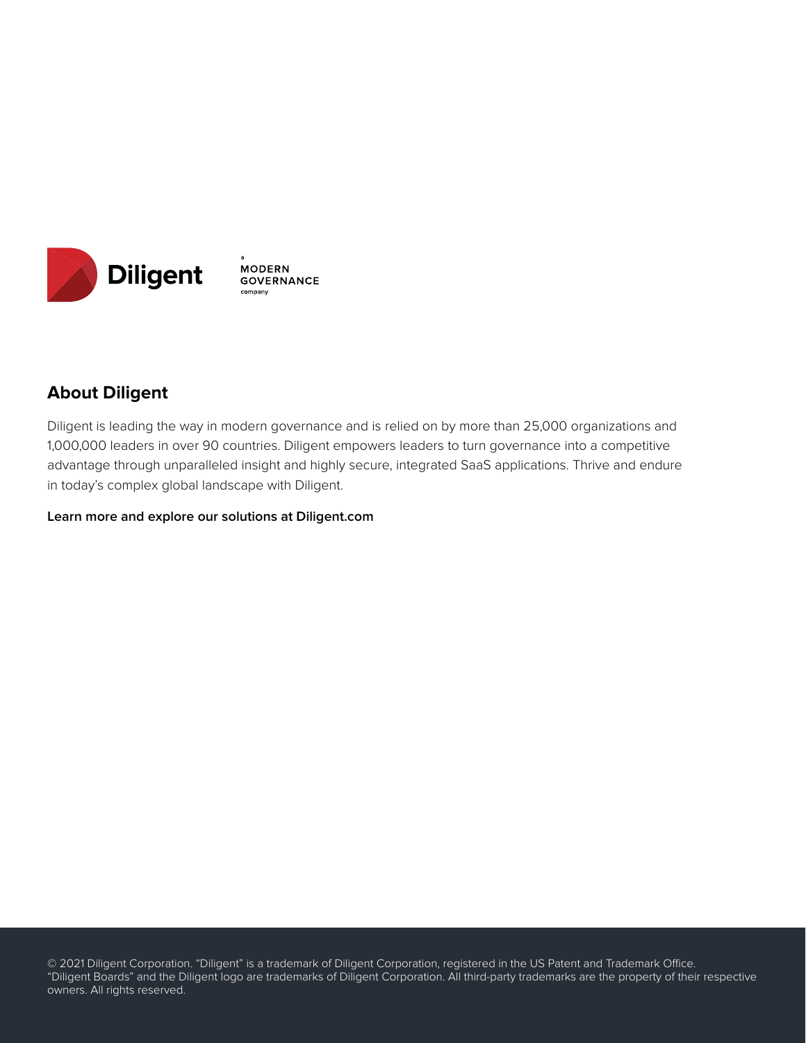Diligent

a MODERN GOVERNANCE company

## About Diligent

Diligent is leading the way in modern governance and is relied on by more than 25,000 organizations and 1,000,000 leaders in over 90 countries. Diligent empowers leaders to turn governance into a competitive advantage through unparalleled insight and highly secure, integrated SaaS applications. Thrive and endure in today's complex global landscape with Diligent.

**Learn more and explore our solutions at Diligent.com**

© 2021 Diligent Corporation. "Diligent" is a trademark of Diligent Corporation, registered in the US Patent and Trademark Office. "Diligent Boards" and the Diligent logo are trademarks of Diligent Corporation. All third-party trademarks are the property of their respective owners. All rights reserved.